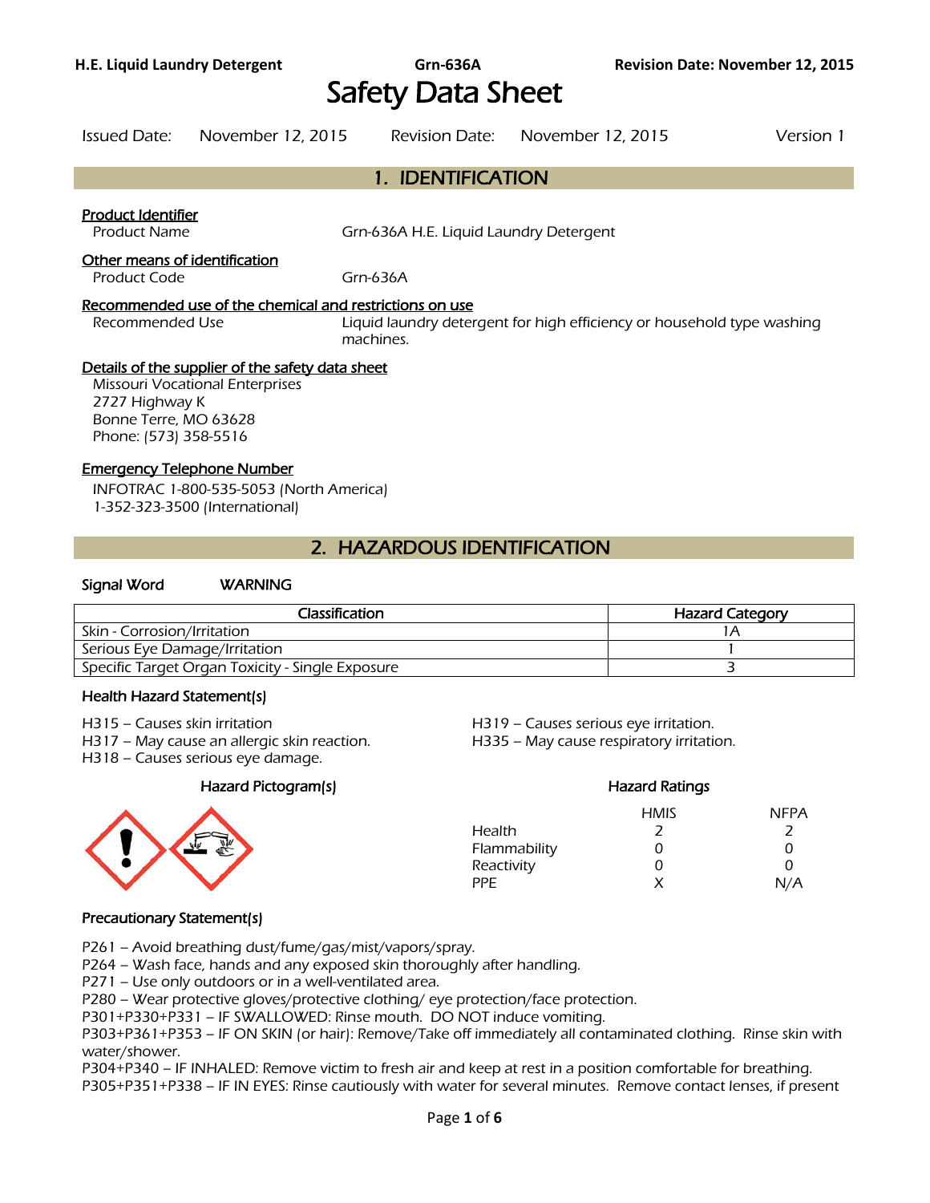# Safety Data Sheet

Issued Date: November 12, 2015    Revision Date: November 12, 2015    Version 1

## 1. IDENTIFICATION

**Product Identifier**

Product Name: Grn-636A H.E. Liquid Laundry Detergent

**Other means of identification**

Product Code: Grn-636A

**Recommended use of the chemical and restrictions on use**

Recommended Use: Liquid laundry detergent for high efficiency or household type washing machines.

**Details of the supplier of the safety data sheet**

Missouri Vocational Enterprises
2727 Highway K
Bonne Terre, MO 63628
Phone: (573) 358-5516

**Emergency Telephone Number**

INFOTRAC 1-800-535-5053 (North America)
1-352-323-3500 (International)

## 2. HAZARDOUS IDENTIFICATION

**Signal Word** WARNING

| Classification | Hazard Category |
|---|---|
| Skin - Corrosion/Irritation | 1A |
| Serious Eye Damage/Irritation | 1 |
| Specific Target Organ Toxicity - Single Exposure | 3 |

### Health Hazard Statement(s)

H315 – Causes skin irritation
H317 – May cause an allergic skin reaction.
H318 – Causes serious eye damage.
H319 – Causes serious eye irritation.
H335 – May cause respiratory irritation.

### Hazard Pictogram(s)

### Hazard Ratings

| | HMIS | NFPA |
|---|---|---|
| Health | 2 | 2 |
| Flammability | 0 | 0 |
| Reactivity | 0 | 0 |
| PPE | X | N/A |

### Precautionary Statement(s)

P261 – Avoid breathing dust/fume/gas/mist/vapors/spray.
P264 – Wash face, hands and any exposed skin thoroughly after handling.
P271 – Use only outdoors or in a well-ventilated area.
P280 – Wear protective gloves/protective clothing/ eye protection/face protection.
P301+P330+P331 – IF SWALLOWED: Rinse mouth. DO NOT induce vomiting.
P303+P361+P353 – IF ON SKIN (or hair): Remove/Take off immediately all contaminated clothing. Rinse skin with water/shower.
P304+P340 – IF INHALED: Remove victim to fresh air and keep at rest in a position comfortable for breathing.
P305+P351+P338 – IF IN EYES: Rinse cautiously with water for several minutes. Remove contact lenses, if present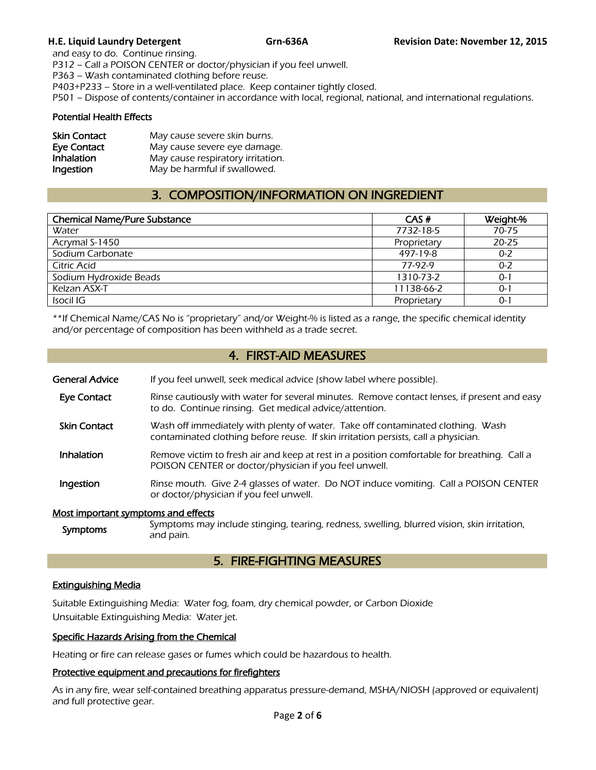and easy to do. Continue rinsing.
P312 – Call a POISON CENTER or doctor/physician if you feel unwell.
P363 – Wash contaminated clothing before reuse.
P403+P233 – Store in a well-ventilated place. Keep container tightly closed.
P501 – Dispose of contents/container in accordance with local, regional, national, and international regulations.

### Potential Health Effects

| | |
|---|---|
| **Skin Contact** | May cause severe skin burns. |
| **Eye Contact** | May cause severe eye damage. |
| **Inhalation** | May cause respiratory irritation. |
| **Ingestion** | May be harmful if swallowed. |

## 3. COMPOSITION/INFORMATION ON INGREDIENT

| Chemical Name/Pure Substance | CAS # | Weight-% |
|---|---|---|
| Water | 7732-18-5 | 70-75 |
| Acrymal S-1450 | Proprietary | 20-25 |
| Sodium Carbonate | 497-19-8 | 0-2 |
| Citric Acid | 77-92-9 | 0-2 |
| Sodium Hydroxide Beads | 1310-73-2 | 0-1 |
| Kelzan ASX-T | 11138-66-2 | 0-1 |
| Isocil IG | Proprietary | 0-1 |

**If Chemical Name/CAS No is "proprietary" and/or Weight-% is listed as a range, the specific chemical identity and/or percentage of composition has been withheld as a trade secret.

## 4. FIRST-AID MEASURES

**General Advice** If you feel unwell, seek medical advice (show label where possible).

**Eye Contact** Rinse cautiously with water for several minutes. Remove contact lenses, if present and easy to do. Continue rinsing. Get medical advice/attention.

**Skin Contact** Wash off immediately with plenty of water. Take off contaminated clothing. Wash contaminated clothing before reuse. If skin irritation persists, call a physician.

**Inhalation** Remove victim to fresh air and keep at rest in a position comfortable for breathing. Call a POISON CENTER or doctor/physician if you feel unwell.

**Ingestion** Rinse mouth. Give 2-4 glasses of water. Do NOT induce vomiting. Call a POISON CENTER or doctor/physician if you feel unwell.

### Most important symptoms and effects

**Symptoms** Symptoms may include stinging, tearing, redness, swelling, blurred vision, skin irritation, and pain.

## 5. FIRE-FIGHTING MEASURES

### Extinguishing Media

Suitable Extinguishing Media: Water fog, foam, dry chemical powder, or Carbon Dioxide
Unsuitable Extinguishing Media: Water jet.

### Specific Hazards Arising from the Chemical

Heating or fire can release gases or fumes which could be hazardous to health.

### Protective equipment and precautions for firefighters

As in any fire, wear self-contained breathing apparatus pressure-demand, MSHA/NIOSH (approved or equivalent) and full protective gear.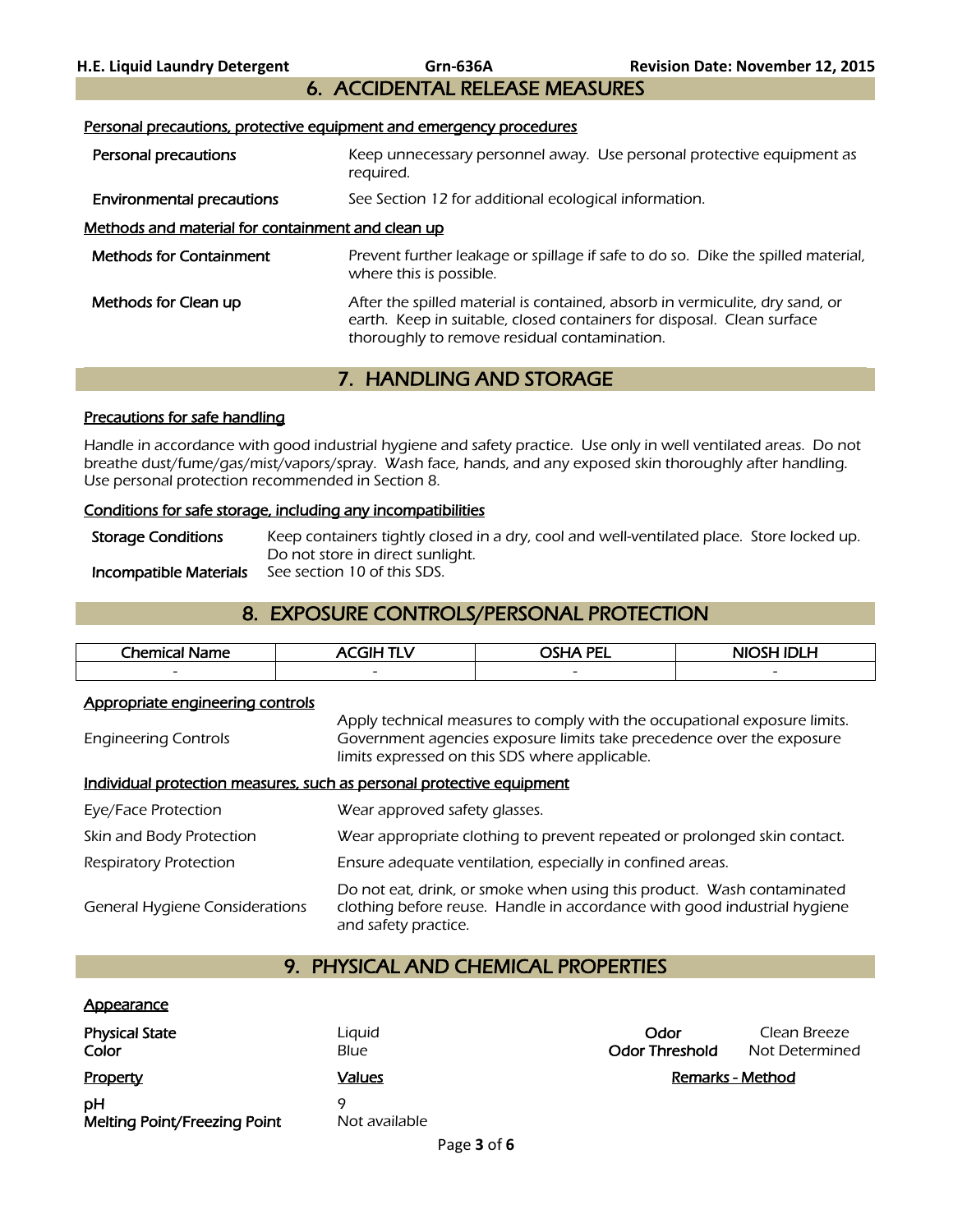## 6. ACCIDENTAL RELEASE MEASURES

### Personal precautions, protective equipment and emergency procedures

**Personal precautions** Keep unnecessary personnel away. Use personal protective equipment as required.

**Environmental precautions** See Section 12 for additional ecological information.

### Methods and material for containment and clean up

**Methods for Containment** Prevent further leakage or spillage if safe to do so. Dike the spilled material, where this is possible.

**Methods for Clean up** After the spilled material is contained, absorb in vermiculite, dry sand, or earth. Keep in suitable, closed containers for disposal. Clean surface thoroughly to remove residual contamination.

## 7. HANDLING AND STORAGE

### Precautions for safe handling

Handle in accordance with good industrial hygiene and safety practice. Use only in well ventilated areas. Do not breathe dust/fume/gas/mist/vapors/spray. Wash face, hands, and any exposed skin thoroughly after handling. Use personal protection recommended in Section 8.

### Conditions for safe storage, including any incompatibilities

**Storage Conditions** Keep containers tightly closed in a dry, cool and well-ventilated place. Store locked up. Do not store in direct sunlight.

**Incompatible Materials** See section 10 of this SDS.

## 8. EXPOSURE CONTROLS/PERSONAL PROTECTION

| Chemical Name | ACGIH TLV | OSHA PEL | NIOSH IDLH |
|---|---|---|---|
| - | - | - | - |

### Appropriate engineering controls

Engineering Controls Apply technical measures to comply with the occupational exposure limits. Government agencies exposure limits take precedence over the exposure limits expressed on this SDS where applicable.

### Individual protection measures, such as personal protective equipment

Eye/Face Protection Wear approved safety glasses.

Skin and Body Protection Wear appropriate clothing to prevent repeated or prolonged skin contact.

Respiratory Protection Ensure adequate ventilation, especially in confined areas.

General Hygiene Considerations Do not eat, drink, or smoke when using this product. Wash contaminated clothing before reuse. Handle in accordance with good industrial hygiene and safety practice.

## 9. PHYSICAL AND CHEMICAL PROPERTIES

### Appearance

**Physical State** Liquid  **Odor** Clean Breeze
**Color** Blue  **Odor Threshold** Not Determined

| Property | Values | Remarks - Method |
|---|---|---|
| **pH** | 9 | |
| **Melting Point/Freezing Point** | Not available | |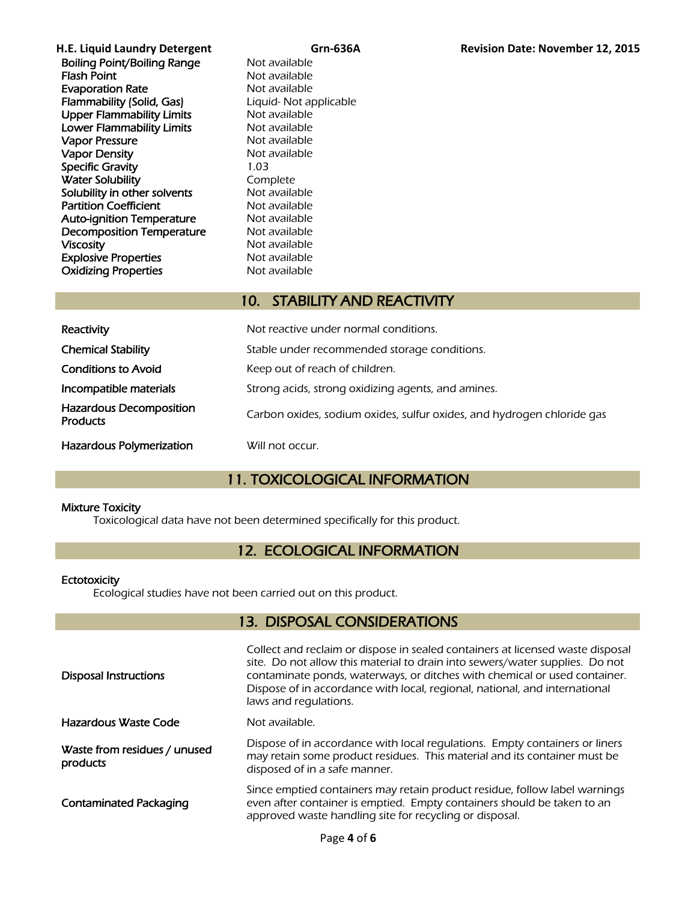| | |
|---|---|
| Boiling Point/Boiling Range | Not available |
| Flash Point | Not available |
| Evaporation Rate | Not available |
| Flammability (Solid, Gas) | Liquid- Not applicable |
| Upper Flammability Limits | Not available |
| Lower Flammability Limits | Not available |
| Vapor Pressure | Not available |
| Vapor Density | Not available |
| Specific Gravity | 1.03 |
| Water Solubility | Complete |
| Solubility in other solvents | Not available |
| Partition Coefficient | Not available |
| Auto-ignition Temperature | Not available |
| Decomposition Temperature | Not available |
| Viscosity | Not available |
| Explosive Properties | Not available |
| Oxidizing Properties | Not available |

## 10. STABILITY AND REACTIVITY

| | |
|---|---|
| Reactivity | Not reactive under normal conditions. |
| Chemical Stability | Stable under recommended storage conditions. |
| Conditions to Avoid | Keep out of reach of children. |
| Incompatible materials | Strong acids, strong oxidizing agents, and amines. |
| Hazardous Decomposition Products | Carbon oxides, sodium oxides, sulfur oxides, and hydrogen chloride gas |
| Hazardous Polymerization | Will not occur. |

## 11. TOXICOLOGICAL INFORMATION

**Mixture Toxicity**

*Toxicological data have not been determined specifically for this product.*

## 12. ECOLOGICAL INFORMATION

**Ectotoxicity**

*Ecological studies have not been carried out on this product.*

## 13. DISPOSAL CONSIDERATIONS

| | |
|---|---|
| Disposal Instructions | Collect and reclaim or dispose in sealed containers at licensed waste disposal site. Do not allow this material to drain into sewers/water supplies. Do not contaminate ponds, waterways, or ditches with chemical or used container. Dispose of in accordance with local, regional, national, and international laws and regulations. |
| Hazardous Waste Code | Not available. |
| Waste from residues / unused products | Dispose of in accordance with local regulations. Empty containers or liners may retain some product residues. This material and its container must be disposed of in a safe manner. |
| Contaminated Packaging | Since emptied containers may retain product residue, follow label warnings even after container is emptied. Empty containers should be taken to an approved waste handling site for recycling or disposal. |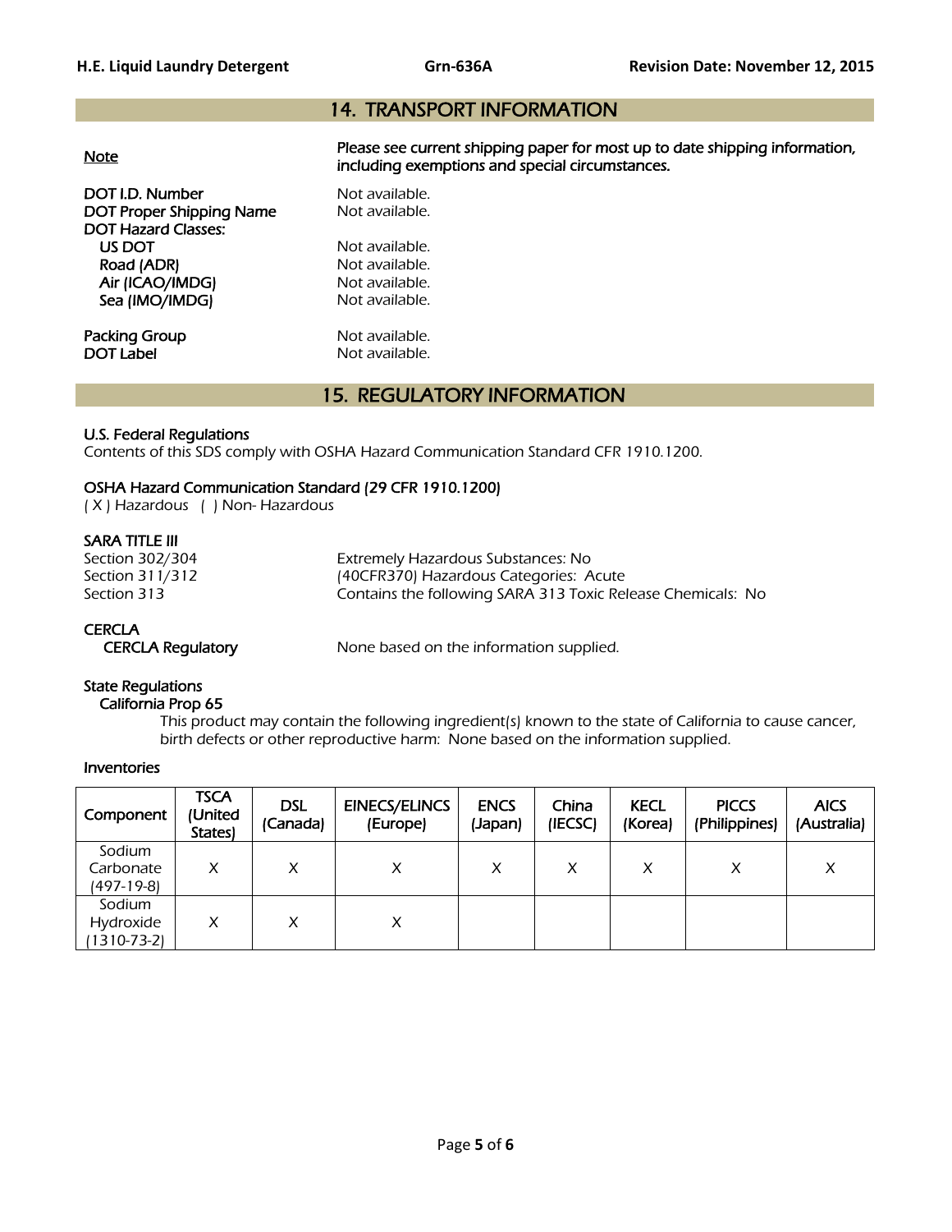## 14. TRANSPORT INFORMATION

**Note** — **Please see current shipping paper for most up to date shipping information, including exemptions and special circumstances.**

**DOT I.D. Number** — Not available.
**DOT Proper Shipping Name** — Not available.
**DOT Hazard Classes:**
- **US DOT** — Not available.
- **Road (ADR)** — Not available.
- **Air (ICAO/IMDG)** — Not available.
- **Sea (IMO/IMDG)** — Not available.

**Packing Group** — Not available.
**DOT Label** — Not available.

## 15. REGULATORY INFORMATION

### U.S. Federal Regulations

Contents of this SDS comply with OSHA Hazard Communication Standard CFR 1910.1200.

### OSHA Hazard Communication Standard (29 CFR 1910.1200)

( X ) Hazardous ( ) Non- Hazardous

### SARA TITLE III

Section 302/304 — Extremely Hazardous Substances: No
Section 311/312 — (40CFR370) Hazardous Categories: Acute
Section 313 — Contains the following SARA 313 Toxic Release Chemicals: No

### CERCLA

**CERCLA Regulatory** — None based on the information supplied.

### State Regulations

**California Prop 65**

This product may contain the following ingredient(s) known to the state of California to cause cancer, birth defects or other reproductive harm: None based on the information supplied.

### Inventories

| Component | TSCA (United States) | DSL (Canada) | EINECS/ELINCS (Europe) | ENCS (Japan) | China (IECSC) | KECL (Korea) | PICCS (Philippines) | AICS (Australia) |
|---|---|---|---|---|---|---|---|---|
| Sodium Carbonate (497-19-8) | X | X | X | X | X | X | X | X |
| Sodium Hydroxide (1310-73-2) | X | X | X | | | | | |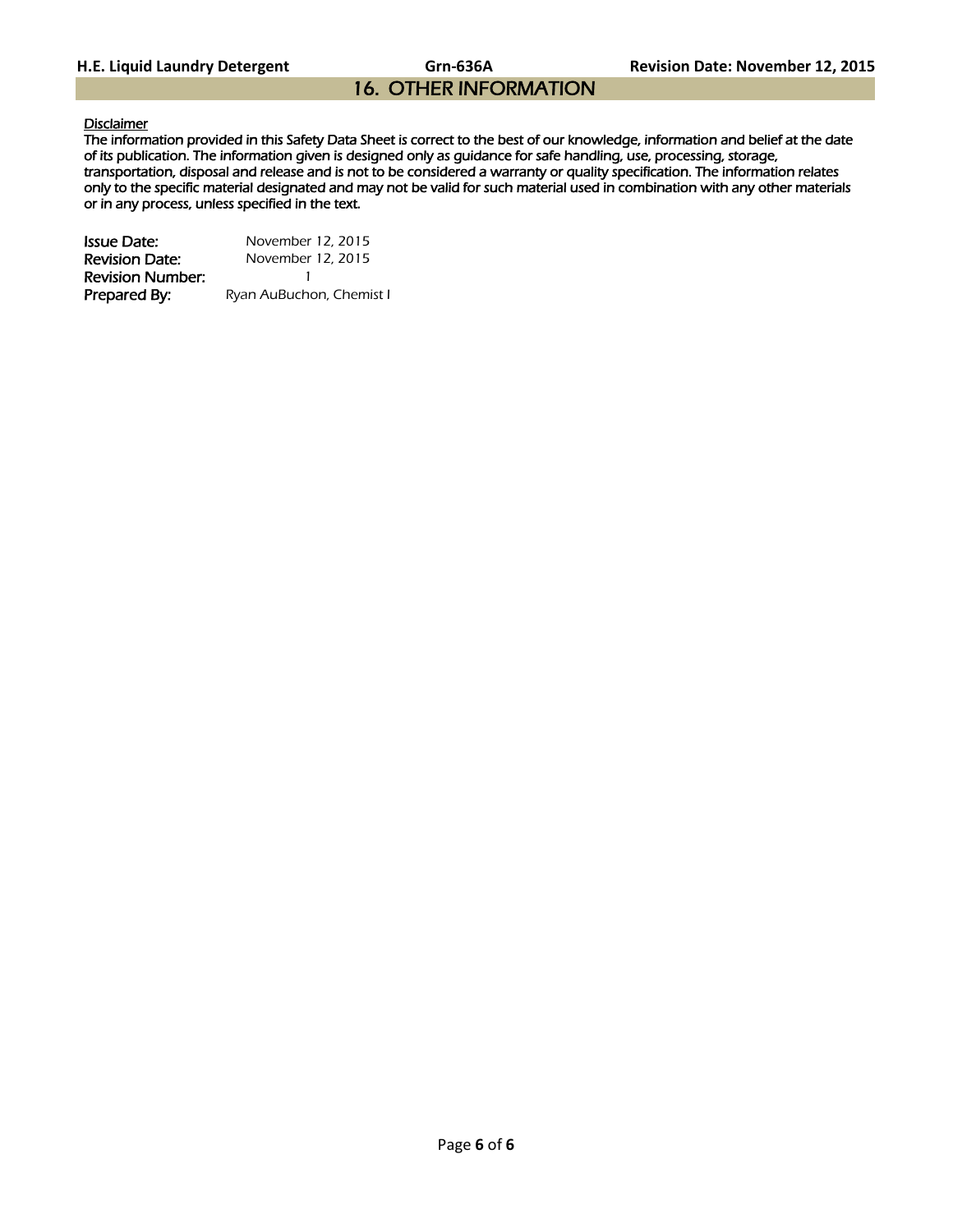## 16. OTHER INFORMATION

Disclaimer

The information provided in this Safety Data Sheet is correct to the best of our knowledge, information and belief at the date of its publication. The information given is designed only as guidance for safe handling, use, processing, storage, transportation, disposal and release and is not to be considered a warranty or quality specification. The information relates only to the specific material designated and may not be valid for such material used in combination with any other materials or in any process, unless specified in the text.

| | |
|---|---|
| **Issue Date:** | November 12, 2015 |
| **Revision Date:** | November 12, 2015 |
| **Revision Number:** | 1 |
| **Prepared By:** | Ryan AuBuchon, Chemist I |